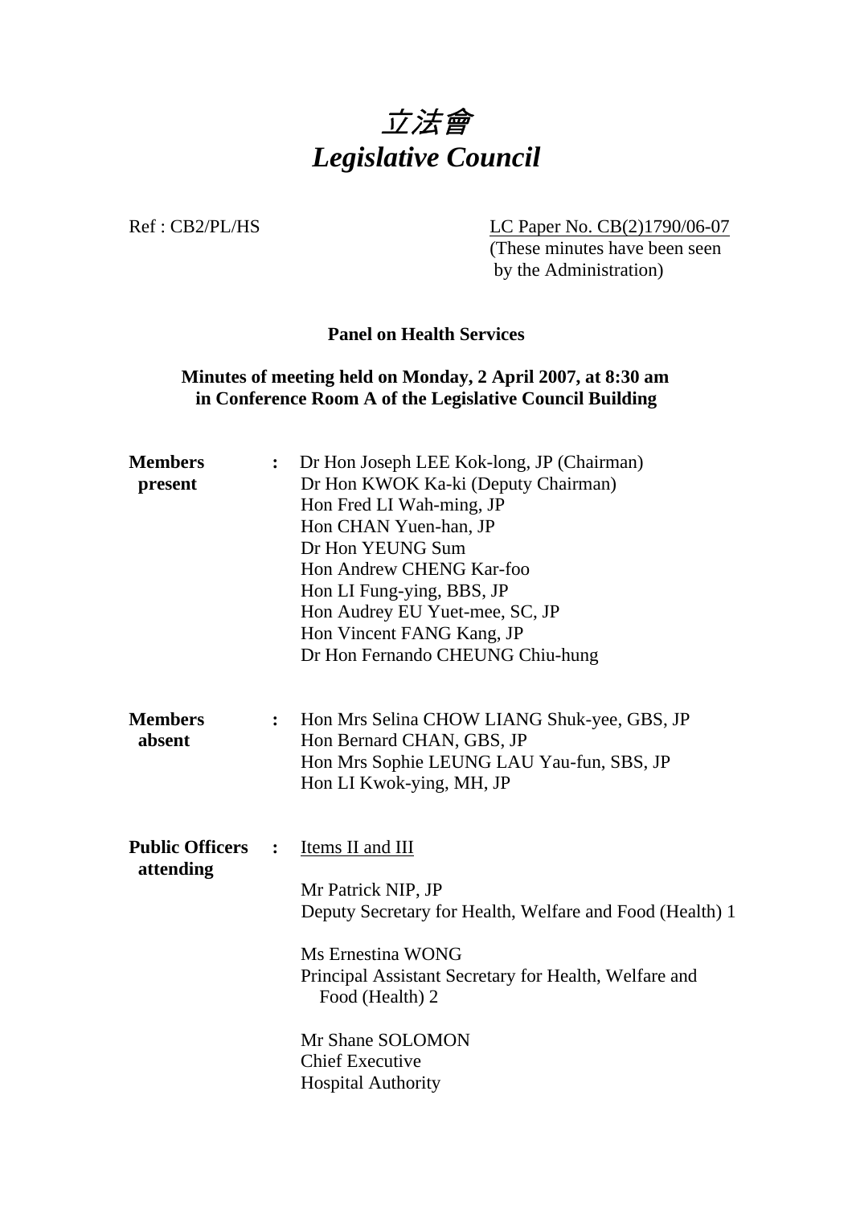# *立法會*
# *Legislative Council*

Ref : CB2/PL/HS

LC Paper No. CB(2)1790/06-07
(These minutes have been seen by the Administration)

**Panel on Health Services**

**Minutes of meeting held on Monday, 2 April 2007, at 8:30 am in Conference Room A of the Legislative Council Building**

**Members present** :

Dr Hon Joseph LEE Kok-long, JP (Chairman)
Dr Hon KWOK Ka-ki (Deputy Chairman)
Hon Fred LI Wah-ming, JP
Hon CHAN Yuen-han, JP
Dr Hon YEUNG Sum
Hon Andrew CHENG Kar-foo
Hon LI Fung-ying, BBS, JP
Hon Audrey EU Yuet-mee, SC, JP
Hon Vincent FANG Kang, JP
Dr Hon Fernando CHEUNG Chiu-hung

**Members absent** :

Hon Mrs Selina CHOW LIANG Shuk-yee, GBS, JP
Hon Bernard CHAN, GBS, JP
Hon Mrs Sophie LEUNG LAU Yau-fun, SBS, JP
Hon LI Kwok-ying, MH, JP

**Public Officers attending** :

Items II and III

Mr Patrick NIP, JP
Deputy Secretary for Health, Welfare and Food (Health) 1

Ms Ernestina WONG
Principal Assistant Secretary for Health, Welfare and Food (Health) 2

Mr Shane SOLOMON
Chief Executive
Hospital Authority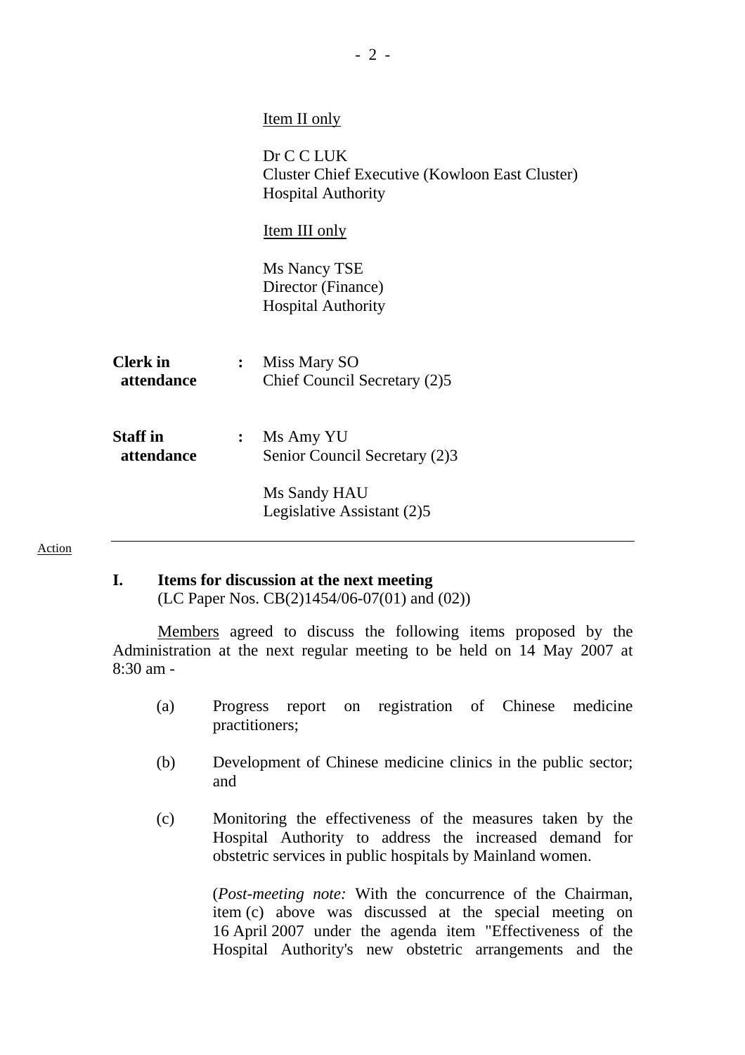Item II only

Dr C C LUK
Cluster Chief Executive (Kowloon East Cluster)
Hospital Authority

Item III only

Ms Nancy TSE
Director (Finance)
Hospital Authority

**Clerk in attendance** : Miss Mary SO
Chief Council Secretary (2)5

**Staff in attendance** : Ms Amy YU
Senior Council Secretary (2)3

Ms Sandy HAU
Legislative Assistant (2)5

---

Action

## I. Items for discussion at the next meeting
(LC Paper Nos. CB(2)1454/06-07(01) and (02))

Members agreed to discuss the following items proposed by the Administration at the next regular meeting to be held on 14 May 2007 at 8:30 am -

(a) Progress report on registration of Chinese medicine practitioners;

(b) Development of Chinese medicine clinics in the public sector; and

(c) Monitoring the effectiveness of the measures taken by the Hospital Authority to address the increased demand for obstetric services in public hospitals by Mainland women.

(*Post-meeting note:* With the concurrence of the Chairman, item (c) above was discussed at the special meeting on 16 April 2007 under the agenda item "Effectiveness of the Hospital Authority's new obstetric arrangements and the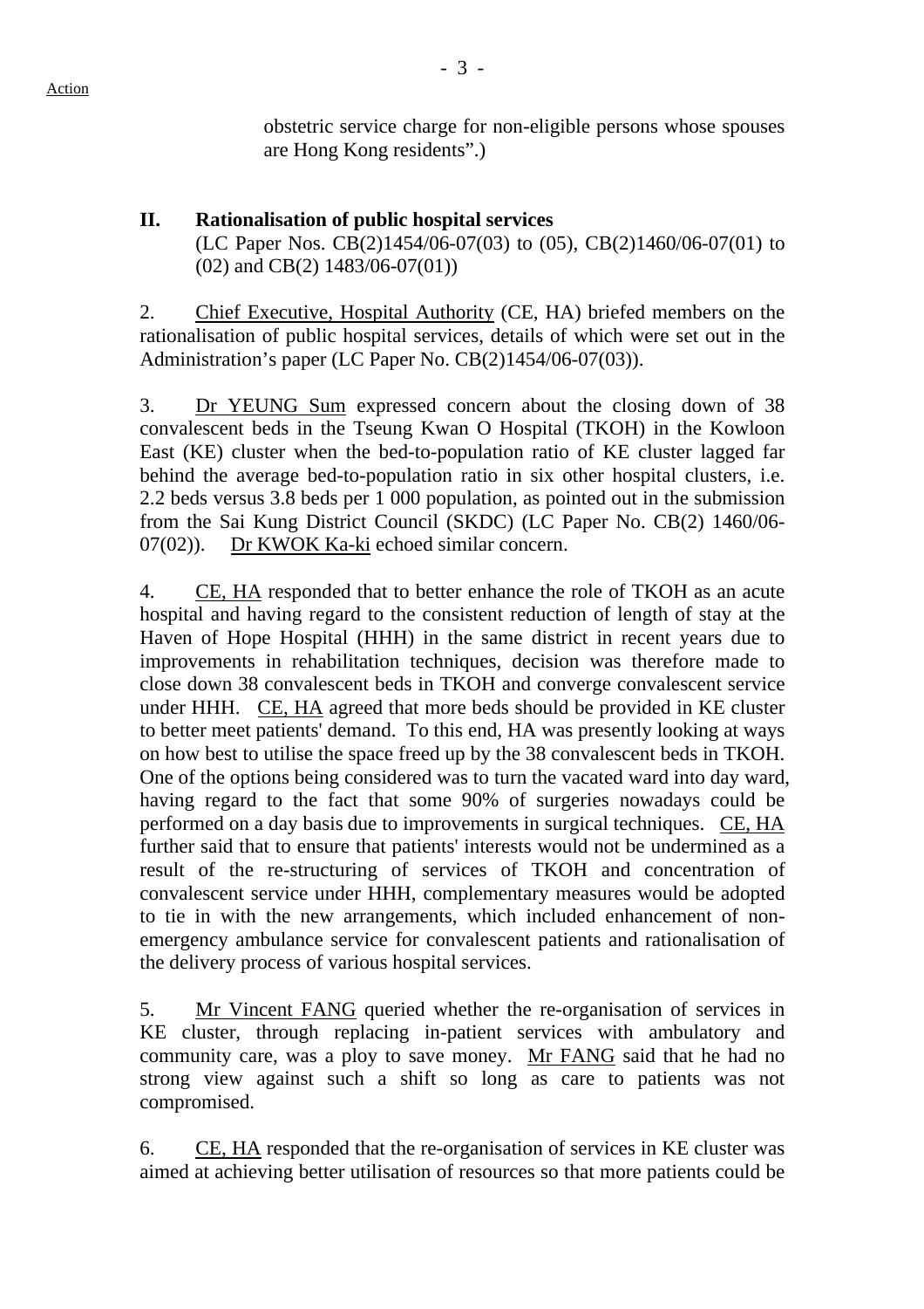obstetric service charge for non-eligible persons whose spouses are Hong Kong residents".)

## II. Rationalisation of public hospital services

(LC Paper Nos. CB(2)1454/06-07(03) to (05), CB(2)1460/06-07(01) to (02) and CB(2) 1483/06-07(01))

2. Chief Executive, Hospital Authority (CE, HA) briefed members on the rationalisation of public hospital services, details of which were set out in the Administration's paper (LC Paper No. CB(2)1454/06-07(03)).

3. Dr YEUNG Sum expressed concern about the closing down of 38 convalescent beds in the Tseung Kwan O Hospital (TKOH) in the Kowloon East (KE) cluster when the bed-to-population ratio of KE cluster lagged far behind the average bed-to-population ratio in six other hospital clusters, i.e. 2.2 beds versus 3.8 beds per 1 000 population, as pointed out in the submission from the Sai Kung District Council (SKDC) (LC Paper No. CB(2) 1460/06-07(02)). Dr KWOK Ka-ki echoed similar concern.

4. CE, HA responded that to better enhance the role of TKOH as an acute hospital and having regard to the consistent reduction of length of stay at the Haven of Hope Hospital (HHH) in the same district in recent years due to improvements in rehabilitation techniques, decision was therefore made to close down 38 convalescent beds in TKOH and converge convalescent service under HHH. CE, HA agreed that more beds should be provided in KE cluster to better meet patients' demand. To this end, HA was presently looking at ways on how best to utilise the space freed up by the 38 convalescent beds in TKOH. One of the options being considered was to turn the vacated ward into day ward, having regard to the fact that some 90% of surgeries nowadays could be performed on a day basis due to improvements in surgical techniques. CE, HA further said that to ensure that patients' interests would not be undermined as a result of the re-structuring of services of TKOH and concentration of convalescent service under HHH, complementary measures would be adopted to tie in with the new arrangements, which included enhancement of non-emergency ambulance service for convalescent patients and rationalisation of the delivery process of various hospital services.

5. Mr Vincent FANG queried whether the re-organisation of services in KE cluster, through replacing in-patient services with ambulatory and community care, was a ploy to save money. Mr FANG said that he had no strong view against such a shift so long as care to patients was not compromised.

6. CE, HA responded that the re-organisation of services in KE cluster was aimed at achieving better utilisation of resources so that more patients could be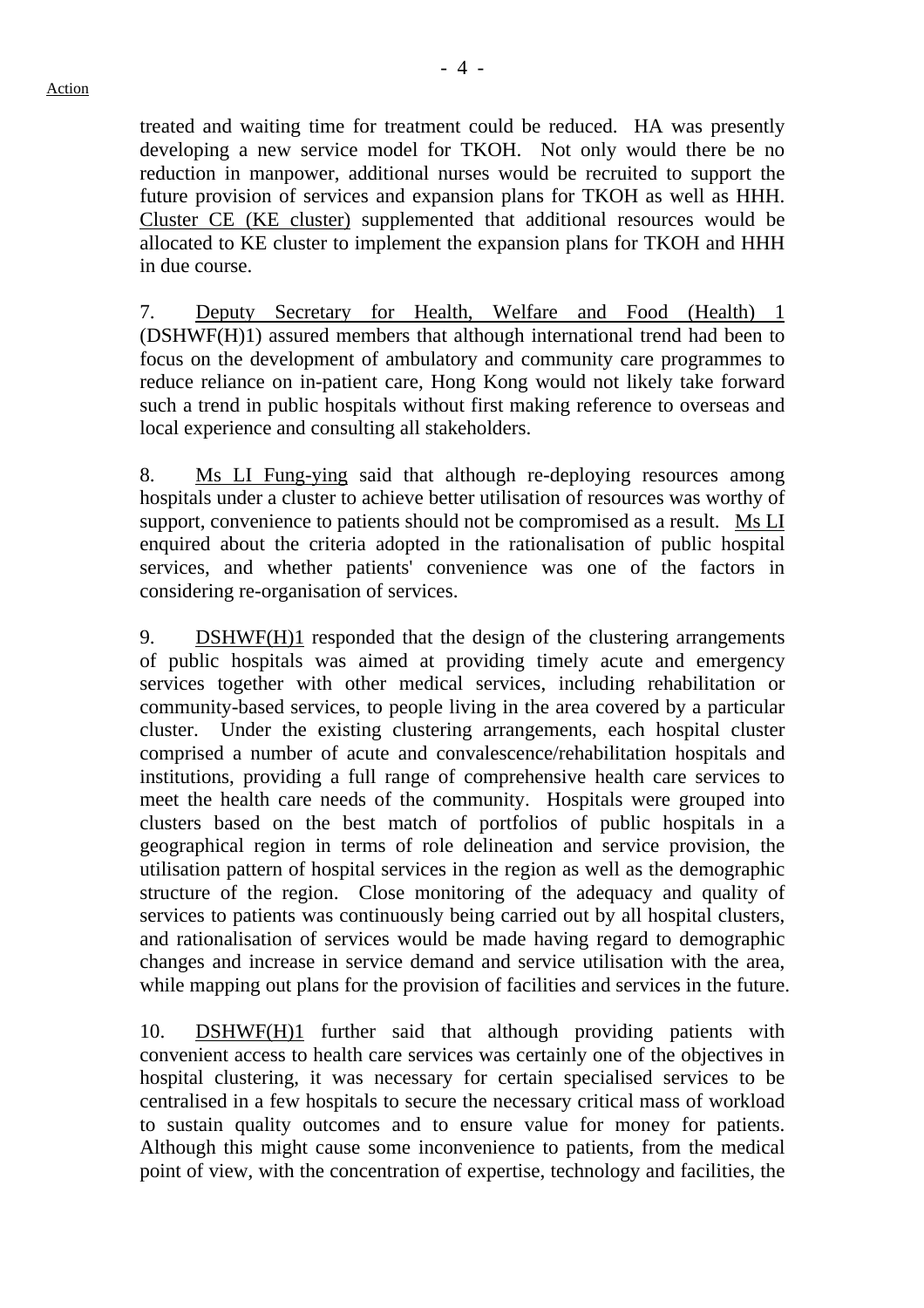treated and waiting time for treatment could be reduced. HA was presently developing a new service model for TKOH. Not only would there be no reduction in manpower, additional nurses would be recruited to support the future provision of services and expansion plans for TKOH as well as HHH. Cluster CE (KE cluster) supplemented that additional resources would be allocated to KE cluster to implement the expansion plans for TKOH and HHH in due course.

7. Deputy Secretary for Health, Welfare and Food (Health) 1 (DSHWF(H)1) assured members that although international trend had been to focus on the development of ambulatory and community care programmes to reduce reliance on in-patient care, Hong Kong would not likely take forward such a trend in public hospitals without first making reference to overseas and local experience and consulting all stakeholders.

8. Ms LI Fung-ying said that although re-deploying resources among hospitals under a cluster to achieve better utilisation of resources was worthy of support, convenience to patients should not be compromised as a result. Ms LI enquired about the criteria adopted in the rationalisation of public hospital services, and whether patients' convenience was one of the factors in considering re-organisation of services.

9. DSHWF(H)1 responded that the design of the clustering arrangements of public hospitals was aimed at providing timely acute and emergency services together with other medical services, including rehabilitation or community-based services, to people living in the area covered by a particular cluster. Under the existing clustering arrangements, each hospital cluster comprised a number of acute and convalescence/rehabilitation hospitals and institutions, providing a full range of comprehensive health care services to meet the health care needs of the community. Hospitals were grouped into clusters based on the best match of portfolios of public hospitals in a geographical region in terms of role delineation and service provision, the utilisation pattern of hospital services in the region as well as the demographic structure of the region. Close monitoring of the adequacy and quality of services to patients was continuously being carried out by all hospital clusters, and rationalisation of services would be made having regard to demographic changes and increase in service demand and service utilisation with the area, while mapping out plans for the provision of facilities and services in the future.

10. DSHWF(H)1 further said that although providing patients with convenient access to health care services was certainly one of the objectives in hospital clustering, it was necessary for certain specialised services to be centralised in a few hospitals to secure the necessary critical mass of workload to sustain quality outcomes and to ensure value for money for patients. Although this might cause some inconvenience to patients, from the medical point of view, with the concentration of expertise, technology and facilities, the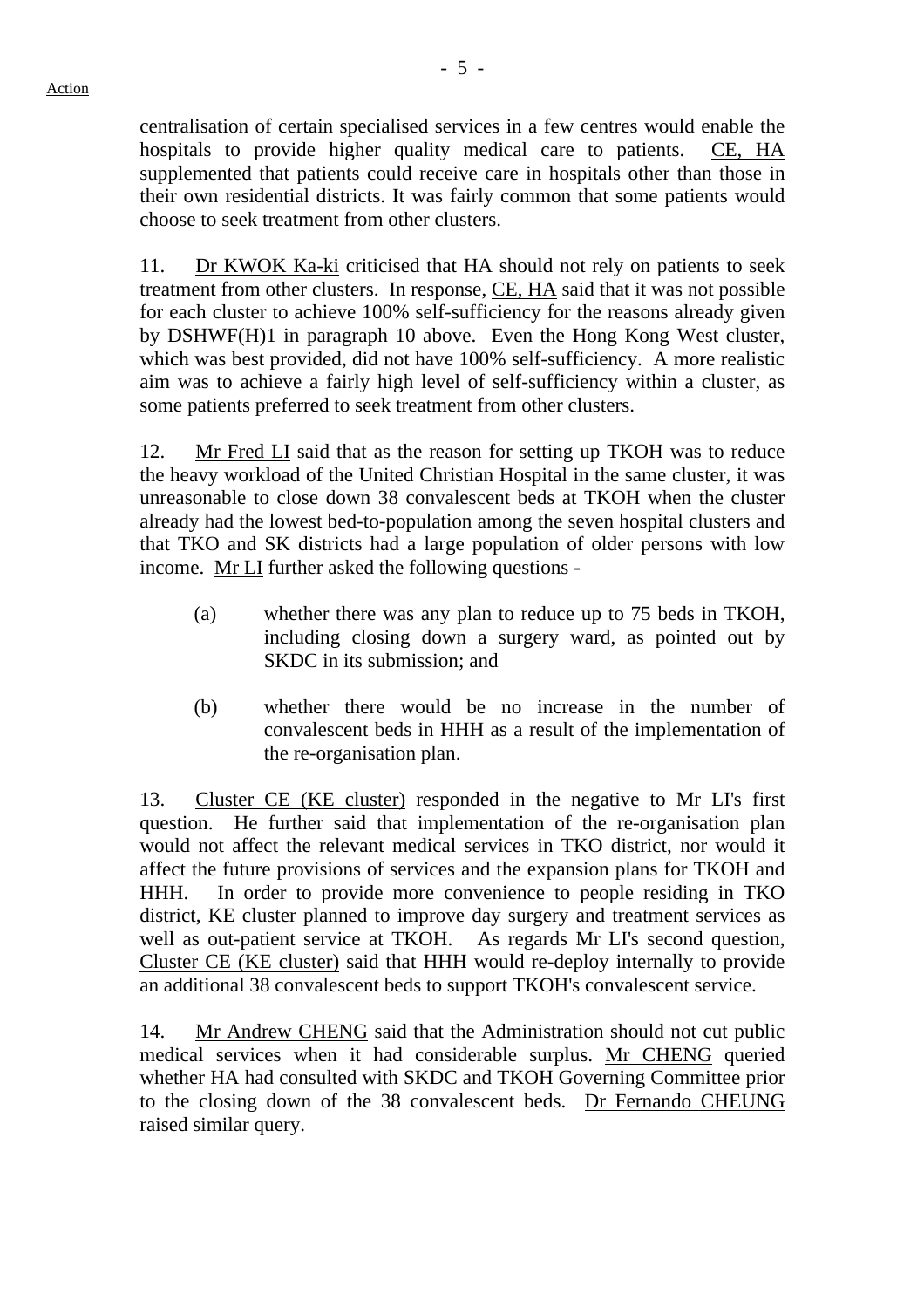centralisation of certain specialised services in a few centres would enable the hospitals to provide higher quality medical care to patients. CE, HA supplemented that patients could receive care in hospitals other than those in their own residential districts. It was fairly common that some patients would choose to seek treatment from other clusters.

11. Dr KWOK Ka-ki criticised that HA should not rely on patients to seek treatment from other clusters. In response, CE, HA said that it was not possible for each cluster to achieve 100% self-sufficiency for the reasons already given by DSHWF(H)1 in paragraph 10 above. Even the Hong Kong West cluster, which was best provided, did not have 100% self-sufficiency. A more realistic aim was to achieve a fairly high level of self-sufficiency within a cluster, as some patients preferred to seek treatment from other clusters.

12. Mr Fred LI said that as the reason for setting up TKOH was to reduce the heavy workload of the United Christian Hospital in the same cluster, it was unreasonable to close down 38 convalescent beds at TKOH when the cluster already had the lowest bed-to-population among the seven hospital clusters and that TKO and SK districts had a large population of older persons with low income. Mr LI further asked the following questions -

(a) whether there was any plan to reduce up to 75 beds in TKOH, including closing down a surgery ward, as pointed out by SKDC in its submission; and

(b) whether there would be no increase in the number of convalescent beds in HHH as a result of the implementation of the re-organisation plan.

13. Cluster CE (KE cluster) responded in the negative to Mr LI's first question. He further said that implementation of the re-organisation plan would not affect the relevant medical services in TKO district, nor would it affect the future provisions of services and the expansion plans for TKOH and HHH. In order to provide more convenience to people residing in TKO district, KE cluster planned to improve day surgery and treatment services as well as out-patient service at TKOH. As regards Mr LI's second question, Cluster CE (KE cluster) said that HHH would re-deploy internally to provide an additional 38 convalescent beds to support TKOH's convalescent service.

14. Mr Andrew CHENG said that the Administration should not cut public medical services when it had considerable surplus. Mr CHENG queried whether HA had consulted with SKDC and TKOH Governing Committee prior to the closing down of the 38 convalescent beds. Dr Fernando CHEUNG raised similar query.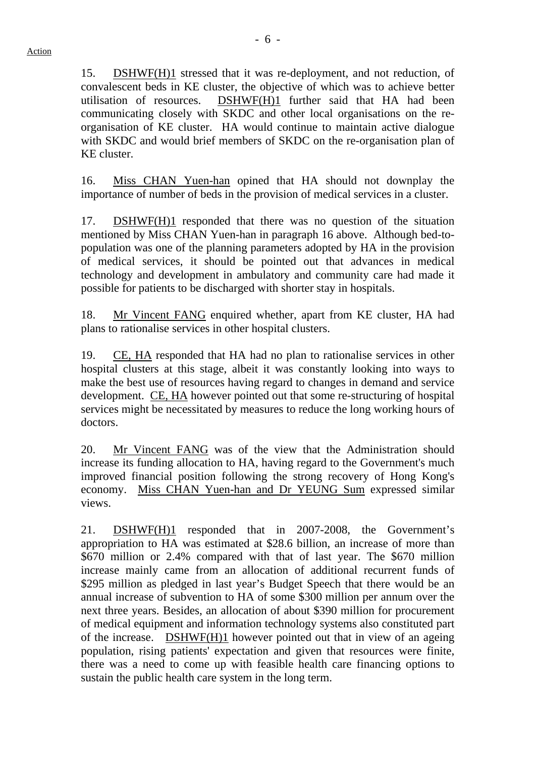15. DSHWF(H)1 stressed that it was re-deployment, and not reduction, of convalescent beds in KE cluster, the objective of which was to achieve better utilisation of resources. DSHWF(H)1 further said that HA had been communicating closely with SKDC and other local organisations on the re-organisation of KE cluster. HA would continue to maintain active dialogue with SKDC and would brief members of SKDC on the re-organisation plan of KE cluster.

16. Miss CHAN Yuen-han opined that HA should not downplay the importance of number of beds in the provision of medical services in a cluster.

17. DSHWF(H)1 responded that there was no question of the situation mentioned by Miss CHAN Yuen-han in paragraph 16 above. Although bed-to-population was one of the planning parameters adopted by HA in the provision of medical services, it should be pointed out that advances in medical technology and development in ambulatory and community care had made it possible for patients to be discharged with shorter stay in hospitals.

18. Mr Vincent FANG enquired whether, apart from KE cluster, HA had plans to rationalise services in other hospital clusters.

19. CE, HA responded that HA had no plan to rationalise services in other hospital clusters at this stage, albeit it was constantly looking into ways to make the best use of resources having regard to changes in demand and service development. CE, HA however pointed out that some re-structuring of hospital services might be necessitated by measures to reduce the long working hours of doctors.

20. Mr Vincent FANG was of the view that the Administration should increase its funding allocation to HA, having regard to the Government's much improved financial position following the strong recovery of Hong Kong's economy. Miss CHAN Yuen-han and Dr YEUNG Sum expressed similar views.

21. DSHWF(H)1 responded that in 2007-2008, the Government's appropriation to HA was estimated at $28.6 billion, an increase of more than $670 million or 2.4% compared with that of last year. The $670 million increase mainly came from an allocation of additional recurrent funds of $295 million as pledged in last year's Budget Speech that there would be an annual increase of subvention to HA of some $300 million per annum over the next three years. Besides, an allocation of about $390 million for procurement of medical equipment and information technology systems also constituted part of the increase. DSHWF(H)1 however pointed out that in view of an ageing population, rising patients' expectation and given that resources were finite, there was a need to come up with feasible health care financing options to sustain the public health care system in the long term.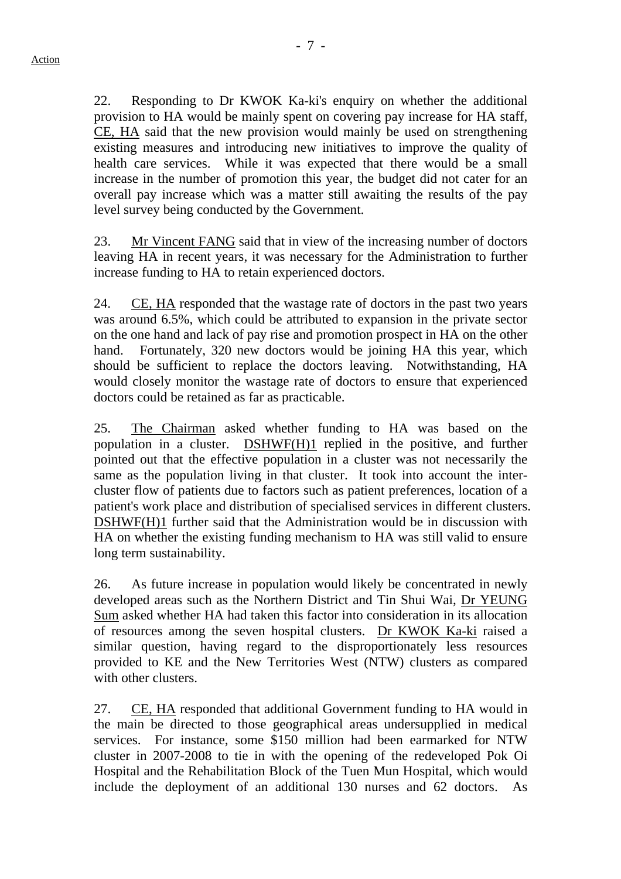Action

22. Responding to Dr KWOK Ka-ki's enquiry on whether the additional provision to HA would be mainly spent on covering pay increase for HA staff, CE, HA said that the new provision would mainly be used on strengthening existing measures and introducing new initiatives to improve the quality of health care services. While it was expected that there would be a small increase in the number of promotion this year, the budget did not cater for an overall pay increase which was a matter still awaiting the results of the pay level survey being conducted by the Government.

23. Mr Vincent FANG said that in view of the increasing number of doctors leaving HA in recent years, it was necessary for the Administration to further increase funding to HA to retain experienced doctors.

24. CE, HA responded that the wastage rate of doctors in the past two years was around 6.5%, which could be attributed to expansion in the private sector on the one hand and lack of pay rise and promotion prospect in HA on the other hand. Fortunately, 320 new doctors would be joining HA this year, which should be sufficient to replace the doctors leaving. Notwithstanding, HA would closely monitor the wastage rate of doctors to ensure that experienced doctors could be retained as far as practicable.

25. The Chairman asked whether funding to HA was based on the population in a cluster. DSHWF(H)1 replied in the positive, and further pointed out that the effective population in a cluster was not necessarily the same as the population living in that cluster. It took into account the inter-cluster flow of patients due to factors such as patient preferences, location of a patient's work place and distribution of specialised services in different clusters. DSHWF(H)1 further said that the Administration would be in discussion with HA on whether the existing funding mechanism to HA was still valid to ensure long term sustainability.

26. As future increase in population would likely be concentrated in newly developed areas such as the Northern District and Tin Shui Wai, Dr YEUNG Sum asked whether HA had taken this factor into consideration in its allocation of resources among the seven hospital clusters. Dr KWOK Ka-ki raised a similar question, having regard to the disproportionately less resources provided to KE and the New Territories West (NTW) clusters as compared with other clusters.

27. CE, HA responded that additional Government funding to HA would in the main be directed to those geographical areas undersupplied in medical services. For instance, some $150 million had been earmarked for NTW cluster in 2007-2008 to tie in with the opening of the redeveloped Pok Oi Hospital and the Rehabilitation Block of the Tuen Mun Hospital, which would include the deployment of an additional 130 nurses and 62 doctors. As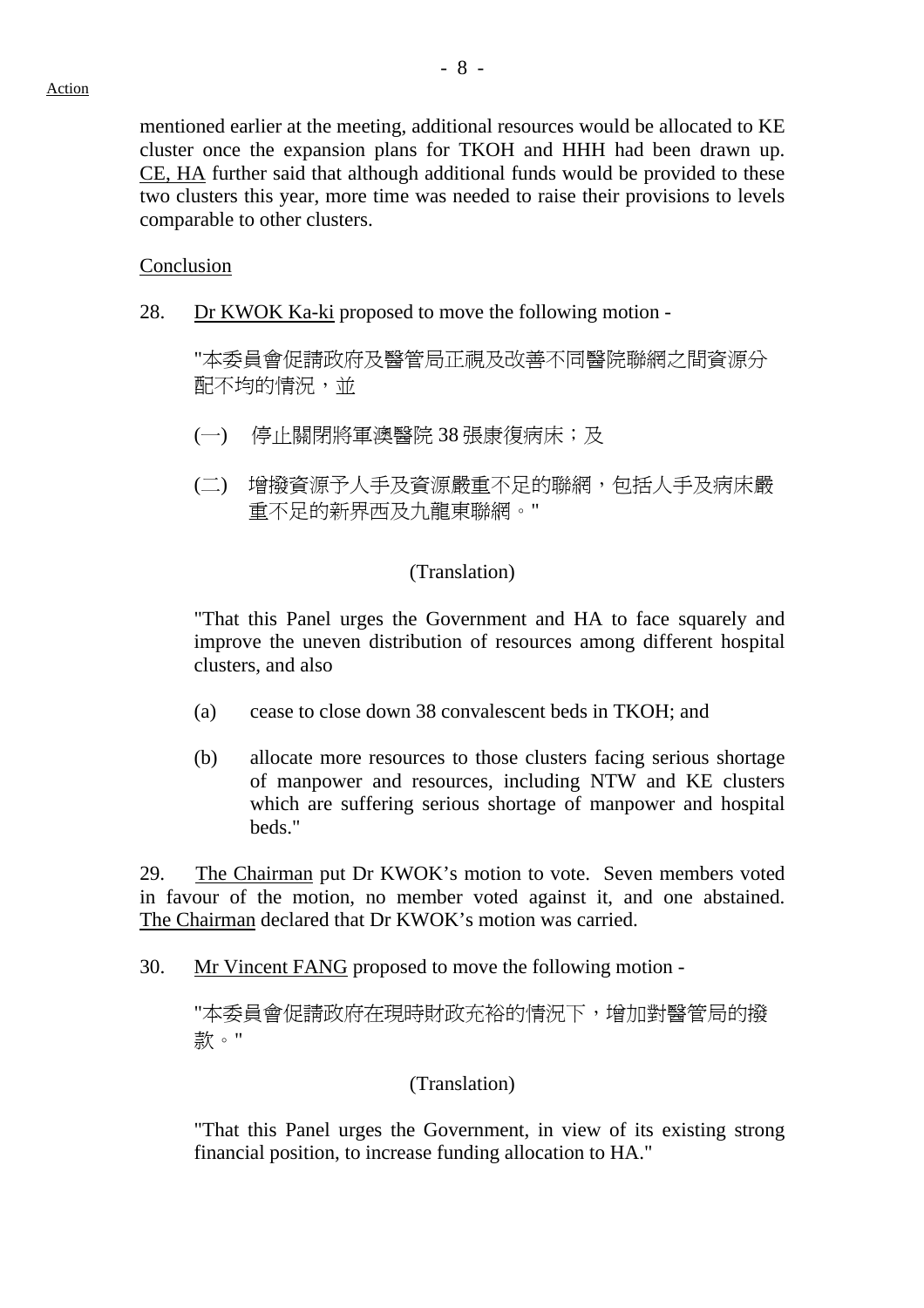Action

mentioned earlier at the meeting, additional resources would be allocated to KE cluster once the expansion plans for TKOH and HHH had been drawn up. CE, HA further said that although additional funds would be provided to these two clusters this year, more time was needed to raise their provisions to levels comparable to other clusters.

Conclusion

28. Dr KWOK Ka-ki proposed to move the following motion -

"本委員會促請政府及醫管局正視及改善不同醫院聯網之間資源分配不均的情況，並

(一) 停止關閉將軍澳醫院 38 張康復病床；及

(二) 增撥資源予人手及資源嚴重不足的聯網，包括人手及病床嚴重不足的新界西及九龍東聯網。"

(Translation)

"That this Panel urges the Government and HA to face squarely and improve the uneven distribution of resources among different hospital clusters, and also

(a) cease to close down 38 convalescent beds in TKOH; and

(b) allocate more resources to those clusters facing serious shortage of manpower and resources, including NTW and KE clusters which are suffering serious shortage of manpower and hospital beds."

29. The Chairman put Dr KWOK's motion to vote. Seven members voted in favour of the motion, no member voted against it, and one abstained. The Chairman declared that Dr KWOK's motion was carried.

30. Mr Vincent FANG proposed to move the following motion -

"本委員會促請政府在現時財政充裕的情況下，增加對醫管局的撥款。"

(Translation)

"That this Panel urges the Government, in view of its existing strong financial position, to increase funding allocation to HA."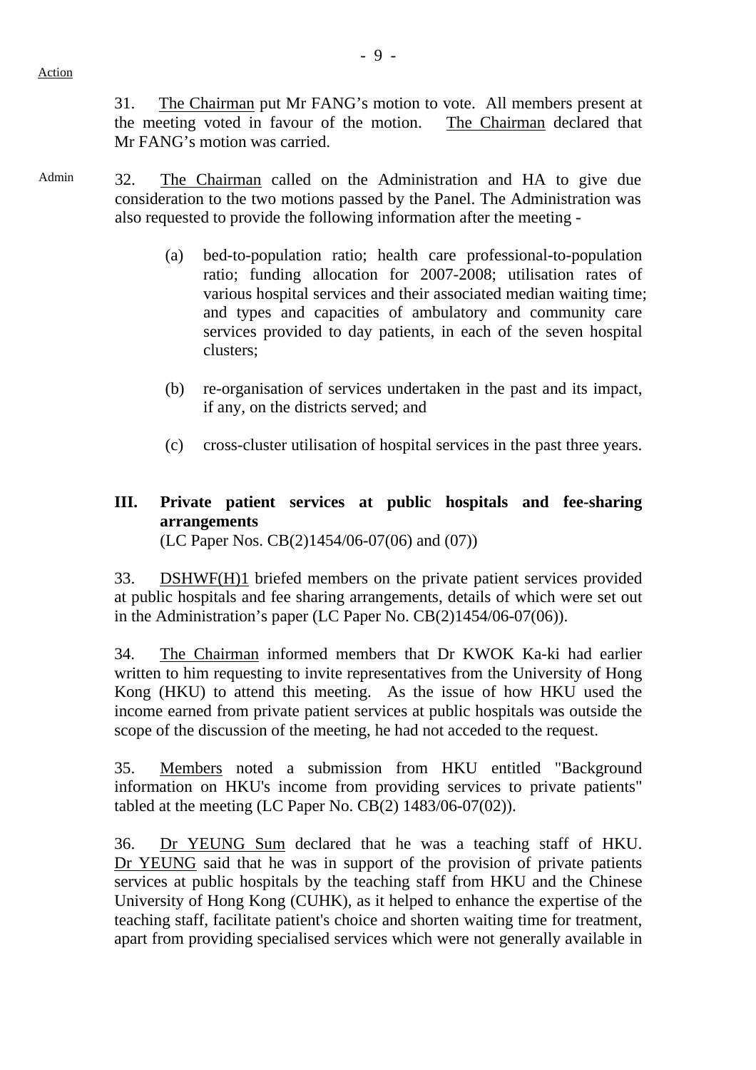31. The Chairman put Mr FANG's motion to vote. All members present at the meeting voted in favour of the motion. The Chairman declared that Mr FANG's motion was carried.

Admin

32. The Chairman called on the Administration and HA to give due consideration to the two motions passed by the Panel. The Administration was also requested to provide the following information after the meeting -

(a) bed-to-population ratio; health care professional-to-population ratio; funding allocation for 2007-2008; utilisation rates of various hospital services and their associated median waiting time; and types and capacities of ambulatory and community care services provided to day patients, in each of the seven hospital clusters;

(b) re-organisation of services undertaken in the past and its impact, if any, on the districts served; and

(c) cross-cluster utilisation of hospital services in the past three years.

### III. Private patient services at public hospitals and fee-sharing arrangements

(LC Paper Nos. CB(2)1454/06-07(06) and (07))

33. DSHWF(H)1 briefed members on the private patient services provided at public hospitals and fee sharing arrangements, details of which were set out in the Administration's paper (LC Paper No. CB(2)1454/06-07(06)).

34. The Chairman informed members that Dr KWOK Ka-ki had earlier written to him requesting to invite representatives from the University of Hong Kong (HKU) to attend this meeting. As the issue of how HKU used the income earned from private patient services at public hospitals was outside the scope of the discussion of the meeting, he had not acceded to the request.

35. Members noted a submission from HKU entitled "Background information on HKU's income from providing services to private patients" tabled at the meeting (LC Paper No. CB(2) 1483/06-07(02)).

36. Dr YEUNG Sum declared that he was a teaching staff of HKU. Dr YEUNG said that he was in support of the provision of private patients services at public hospitals by the teaching staff from HKU and the Chinese University of Hong Kong (CUHK), as it helped to enhance the expertise of the teaching staff, facilitate patient's choice and shorten waiting time for treatment, apart from providing specialised services which were not generally available in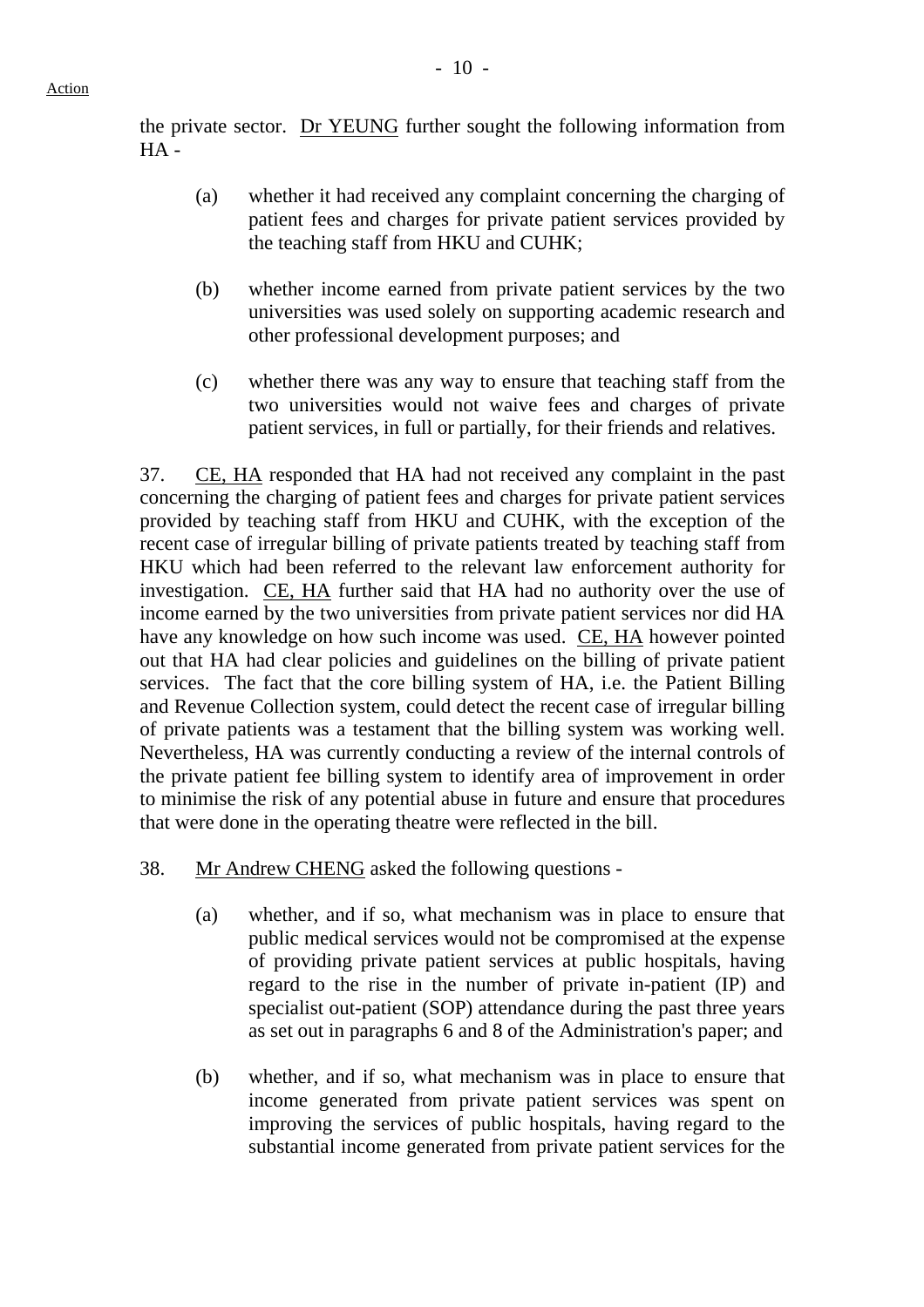the private sector. Dr YEUNG further sought the following information from HA -

(a) whether it had received any complaint concerning the charging of patient fees and charges for private patient services provided by the teaching staff from HKU and CUHK;

(b) whether income earned from private patient services by the two universities was used solely on supporting academic research and other professional development purposes; and

(c) whether there was any way to ensure that teaching staff from the two universities would not waive fees and charges of private patient services, in full or partially, for their friends and relatives.

37. CE, HA responded that HA had not received any complaint in the past concerning the charging of patient fees and charges for private patient services provided by teaching staff from HKU and CUHK, with the exception of the recent case of irregular billing of private patients treated by teaching staff from HKU which had been referred to the relevant law enforcement authority for investigation. CE, HA further said that HA had no authority over the use of income earned by the two universities from private patient services nor did HA have any knowledge on how such income was used. CE, HA however pointed out that HA had clear policies and guidelines on the billing of private patient services. The fact that the core billing system of HA, i.e. the Patient Billing and Revenue Collection system, could detect the recent case of irregular billing of private patients was a testament that the billing system was working well. Nevertheless, HA was currently conducting a review of the internal controls of the private patient fee billing system to identify area of improvement in order to minimise the risk of any potential abuse in future and ensure that procedures that were done in the operating theatre were reflected in the bill.

38. Mr Andrew CHENG asked the following questions -

(a) whether, and if so, what mechanism was in place to ensure that public medical services would not be compromised at the expense of providing private patient services at public hospitals, having regard to the rise in the number of private in-patient (IP) and specialist out-patient (SOP) attendance during the past three years as set out in paragraphs 6 and 8 of the Administration's paper; and

(b) whether, and if so, what mechanism was in place to ensure that income generated from private patient services was spent on improving the services of public hospitals, having regard to the substantial income generated from private patient services for the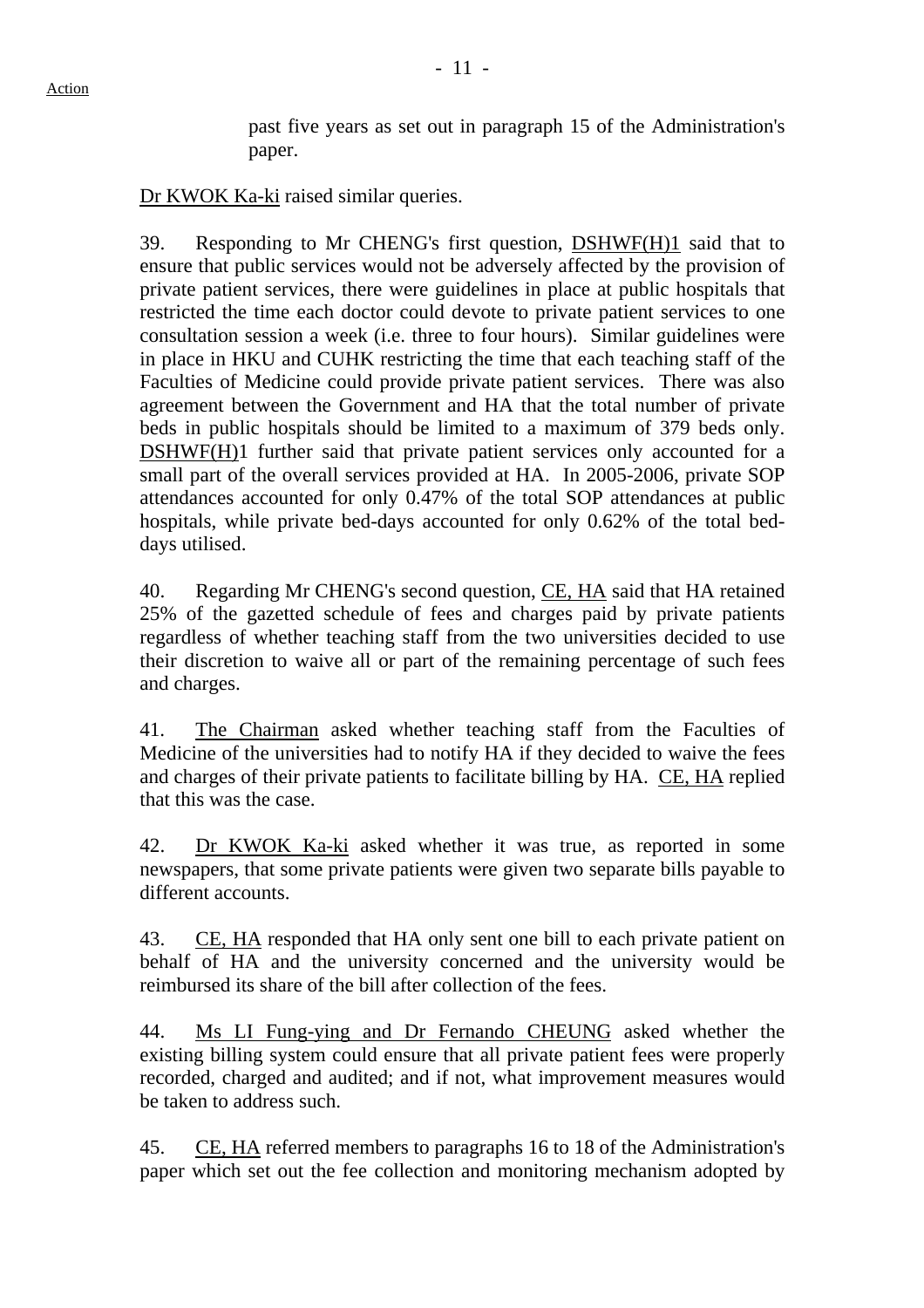past five years as set out in paragraph 15 of the Administration's paper.

Dr KWOK Ka-ki raised similar queries.

39. Responding to Mr CHENG's first question, DSHWF(H)1 said that to ensure that public services would not be adversely affected by the provision of private patient services, there were guidelines in place at public hospitals that restricted the time each doctor could devote to private patient services to one consultation session a week (i.e. three to four hours). Similar guidelines were in place in HKU and CUHK restricting the time that each teaching staff of the Faculties of Medicine could provide private patient services. There was also agreement between the Government and HA that the total number of private beds in public hospitals should be limited to a maximum of 379 beds only. DSHWF(H)1 further said that private patient services only accounted for a small part of the overall services provided at HA. In 2005-2006, private SOP attendances accounted for only 0.47% of the total SOP attendances at public hospitals, while private bed-days accounted for only 0.62% of the total bed-days utilised.

40. Regarding Mr CHENG's second question, CE, HA said that HA retained 25% of the gazetted schedule of fees and charges paid by private patients regardless of whether teaching staff from the two universities decided to use their discretion to waive all or part of the remaining percentage of such fees and charges.

41. The Chairman asked whether teaching staff from the Faculties of Medicine of the universities had to notify HA if they decided to waive the fees and charges of their private patients to facilitate billing by HA. CE, HA replied that this was the case.

42. Dr KWOK Ka-ki asked whether it was true, as reported in some newspapers, that some private patients were given two separate bills payable to different accounts.

43. CE, HA responded that HA only sent one bill to each private patient on behalf of HA and the university concerned and the university would be reimbursed its share of the bill after collection of the fees.

44. Ms LI Fung-ying and Dr Fernando CHEUNG asked whether the existing billing system could ensure that all private patient fees were properly recorded, charged and audited; and if not, what improvement measures would be taken to address such.

45. CE, HA referred members to paragraphs 16 to 18 of the Administration's paper which set out the fee collection and monitoring mechanism adopted by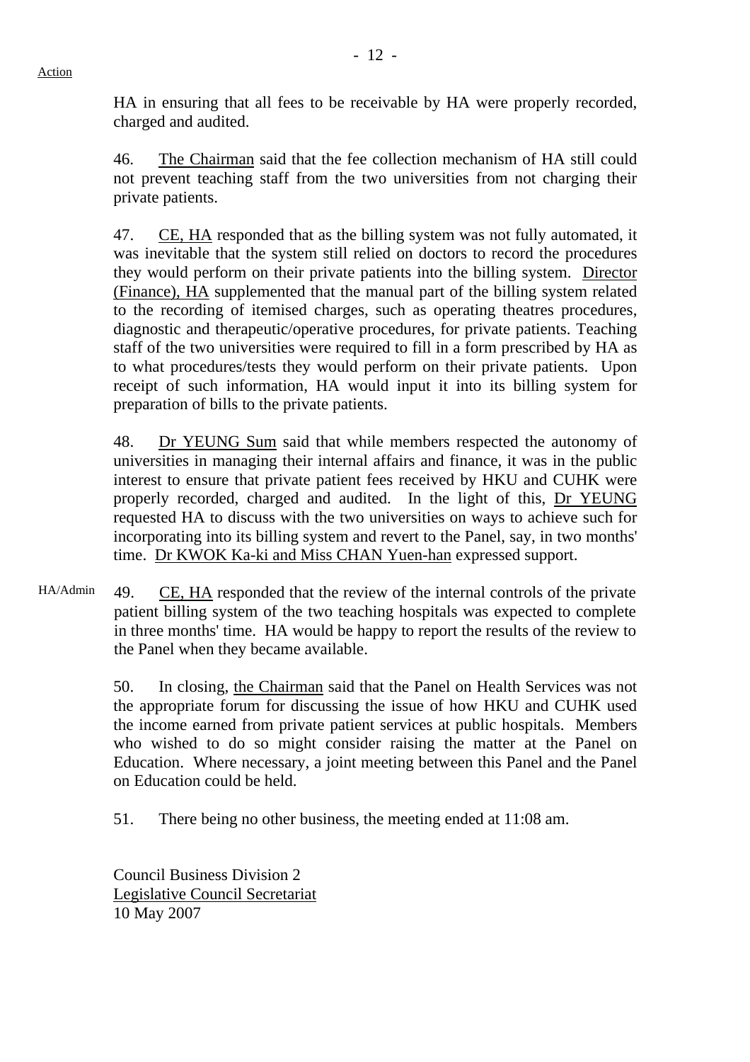Action

HA in ensuring that all fees to be receivable by HA were properly recorded, charged and audited.

46. The Chairman said that the fee collection mechanism of HA still could not prevent teaching staff from the two universities from not charging their private patients.

47. CE, HA responded that as the billing system was not fully automated, it was inevitable that the system still relied on doctors to record the procedures they would perform on their private patients into the billing system. Director (Finance), HA supplemented that the manual part of the billing system related to the recording of itemised charges, such as operating theatres procedures, diagnostic and therapeutic/operative procedures, for private patients. Teaching staff of the two universities were required to fill in a form prescribed by HA as to what procedures/tests they would perform on their private patients. Upon receipt of such information, HA would input it into its billing system for preparation of bills to the private patients.

48. Dr YEUNG Sum said that while members respected the autonomy of universities in managing their internal affairs and finance, it was in the public interest to ensure that private patient fees received by HKU and CUHK were properly recorded, charged and audited. In the light of this, Dr YEUNG requested HA to discuss with the two universities on ways to achieve such for incorporating into its billing system and revert to the Panel, say, in two months' time. Dr KWOK Ka-ki and Miss CHAN Yuen-han expressed support.

HA/Admin

49. CE, HA responded that the review of the internal controls of the private patient billing system of the two teaching hospitals was expected to complete in three months' time. HA would be happy to report the results of the review to the Panel when they became available.

50. In closing, the Chairman said that the Panel on Health Services was not the appropriate forum for discussing the issue of how HKU and CUHK used the income earned from private patient services at public hospitals. Members who wished to do so might consider raising the matter at the Panel on Education. Where necessary, a joint meeting between this Panel and the Panel on Education could be held.

51. There being no other business, the meeting ended at 11:08 am.

Council Business Division 2
Legislative Council Secretariat
10 May 2007